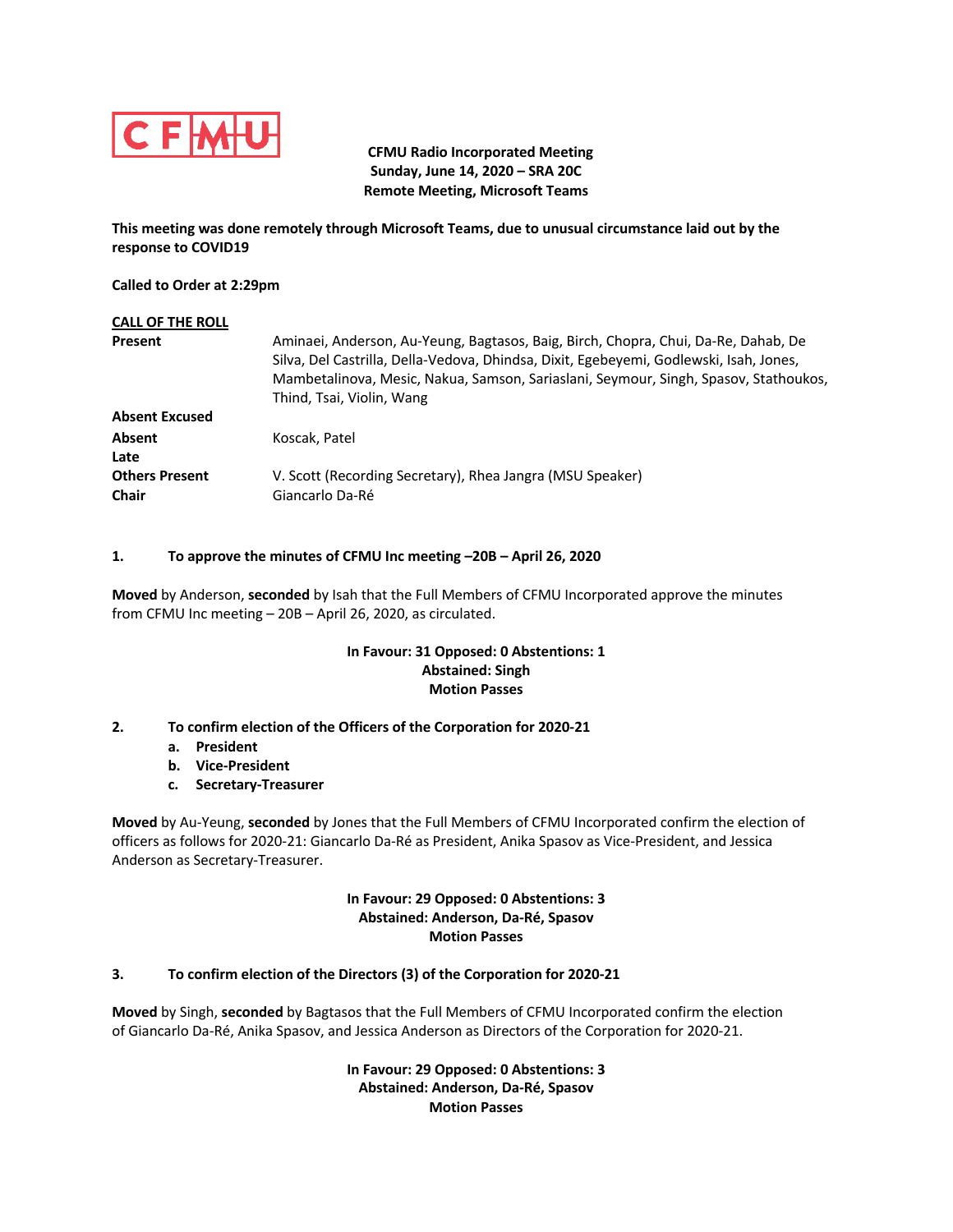CFMU

**CFMU Radio Incorporated Meeting**
**Sunday, June 14, 2020 – SRA 20C**
**Remote Meeting, Microsoft Teams**

**This meeting was done remotely through Microsoft Teams, due to unusual circumstance laid out by the response to COVID19**

**Called to Order at 2:29pm**

**CALL OF THE ROLL**

| | |
|---|---|
| **Present** | Aminaei, Anderson, Au-Yeung, Bagtasos, Baig, Birch, Chopra, Chui, Da-Re, Dahab, De Silva, Del Castrilla, Della-Vedova, Dhindsa, Dixit, Egebeyemi, Godlewski, Isah, Jones, Mambetalinova, Mesic, Nakua, Samson, Sariaslani, Seymour, Singh, Spasov, Stathoukos, Thind, Tsai, Violin, Wang |
| **Absent Excused** | |
| **Absent** | Koscak, Patel |
| **Late** | |
| **Others Present** | V. Scott (Recording Secretary), Rhea Jangra (MSU Speaker) |
| **Chair** | Giancarlo Da-Ré |

**1. To approve the minutes of CFMU Inc meeting –20B – April 26, 2020**

**Moved** by Anderson, **seconded** by Isah that the Full Members of CFMU Incorporated approve the minutes from CFMU Inc meeting – 20B – April 26, 2020, as circulated.

**In Favour: 31 Opposed: 0 Abstentions: 1**
**Abstained: Singh**
**Motion Passes**

**2. To confirm election of the Officers of the Corporation for 2020-21**

a. **President**
b. **Vice-President**
c. **Secretary-Treasurer**

**Moved** by Au-Yeung, **seconded** by Jones that the Full Members of CFMU Incorporated confirm the election of officers as follows for 2020-21: Giancarlo Da-Ré as President, Anika Spasov as Vice-President, and Jessica Anderson as Secretary-Treasurer.

**In Favour: 29 Opposed: 0 Abstentions: 3**
**Abstained: Anderson, Da-Ré, Spasov**
**Motion Passes**

**3. To confirm election of the Directors (3) of the Corporation for 2020-21**

**Moved** by Singh, **seconded** by Bagtasos that the Full Members of CFMU Incorporated confirm the election of Giancarlo Da-Ré, Anika Spasov, and Jessica Anderson as Directors of the Corporation for 2020-21.

**In Favour: 29 Opposed: 0 Abstentions: 3**
**Abstained: Anderson, Da-Ré, Spasov**
**Motion Passes**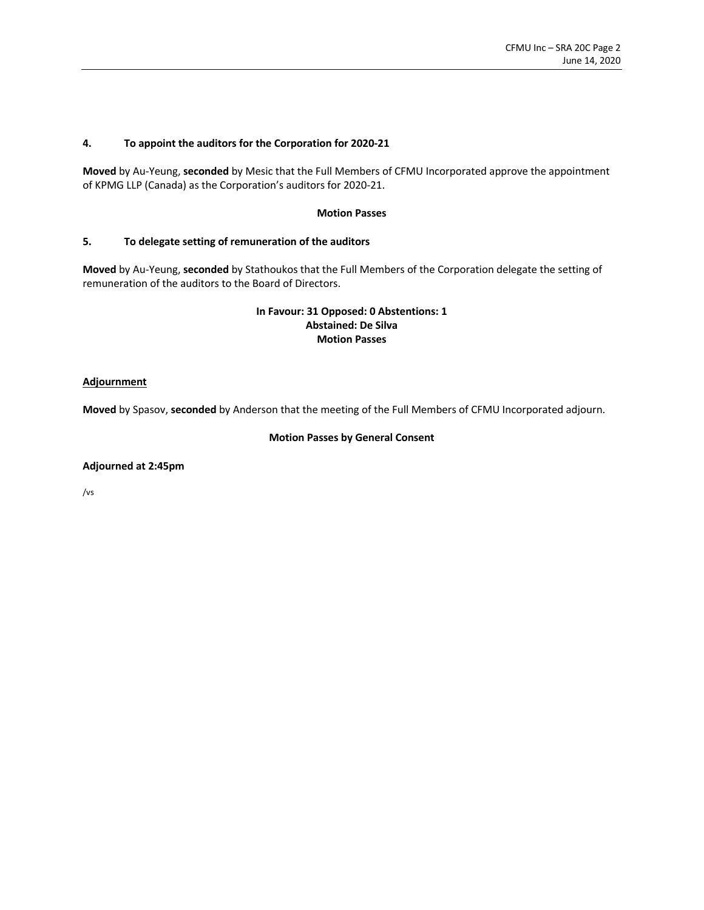**4. To appoint the auditors for the Corporation for 2020-21**

**Moved** by Au-Yeung, **seconded** by Mesic that the Full Members of CFMU Incorporated approve the appointment of KPMG LLP (Canada) as the Corporation's auditors for 2020-21.

**Motion Passes**

**5. To delegate setting of remuneration of the auditors**

**Moved** by Au-Yeung, **seconded** by Stathoukos that the Full Members of the Corporation delegate the setting of remuneration of the auditors to the Board of Directors.

**In Favour: 31 Opposed: 0 Abstentions: 1**
**Abstained: De Silva**
**Motion Passes**

**Adjournment**

**Moved** by Spasov, **seconded** by Anderson that the meeting of the Full Members of CFMU Incorporated adjourn.

**Motion Passes by General Consent**

**Adjourned at 2:45pm**

/vs